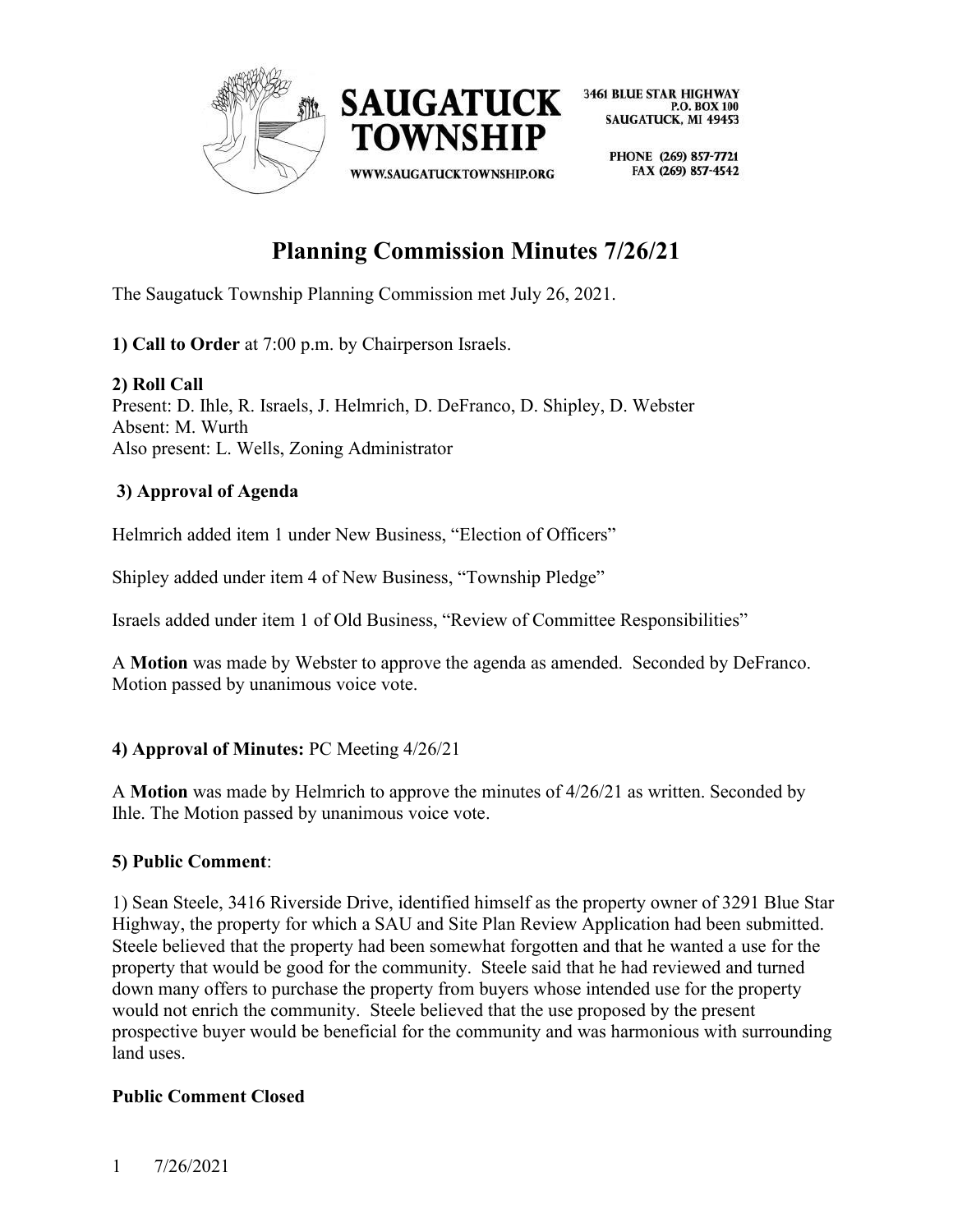SAUGATUCK TOWNSHIP

3461 BLUE STAR HIGHWAY
P.O. BOX 100
SAUGATUCK, MI 49453

PHONE (269) 857-7721
FAX (269) 857-4542

WWW.SAUGATUCKTOWNSHIP.ORG

# Planning Commission Minutes 7/26/21

The Saugatuck Township Planning Commission met July 26, 2021.

**1) Call to Order** at 7:00 p.m. by Chairperson Israels.

**2) Roll Call**
Present: D. Ihle, R. Israels, J. Helmrich, D. DeFranco, D. Shipley, D. Webster
Absent: M. Wurth
Also present: L. Wells, Zoning Administrator

**3) Approval of Agenda**

Helmrich added item 1 under New Business, "Election of Officers"

Shipley added under item 4 of New Business, "Township Pledge"

Israels added under item 1 of Old Business, "Review of Committee Responsibilities"

A **Motion** was made by Webster to approve the agenda as amended. Seconded by DeFranco. Motion passed by unanimous voice vote.

**4) Approval of Minutes:** PC Meeting 4/26/21

A **Motion** was made by Helmrich to approve the minutes of 4/26/21 as written. Seconded by Ihle. The Motion passed by unanimous voice vote.

**5) Public Comment**:

1) Sean Steele, 3416 Riverside Drive, identified himself as the property owner of 3291 Blue Star Highway, the property for which a SAU and Site Plan Review Application had been submitted. Steele believed that the property had been somewhat forgotten and that he wanted a use for the property that would be good for the community. Steele said that he had reviewed and turned down many offers to purchase the property from buyers whose intended use for the property would not enrich the community. Steele believed that the use proposed by the present prospective buyer would be beneficial for the community and was harmonious with surrounding land uses.

**Public Comment Closed**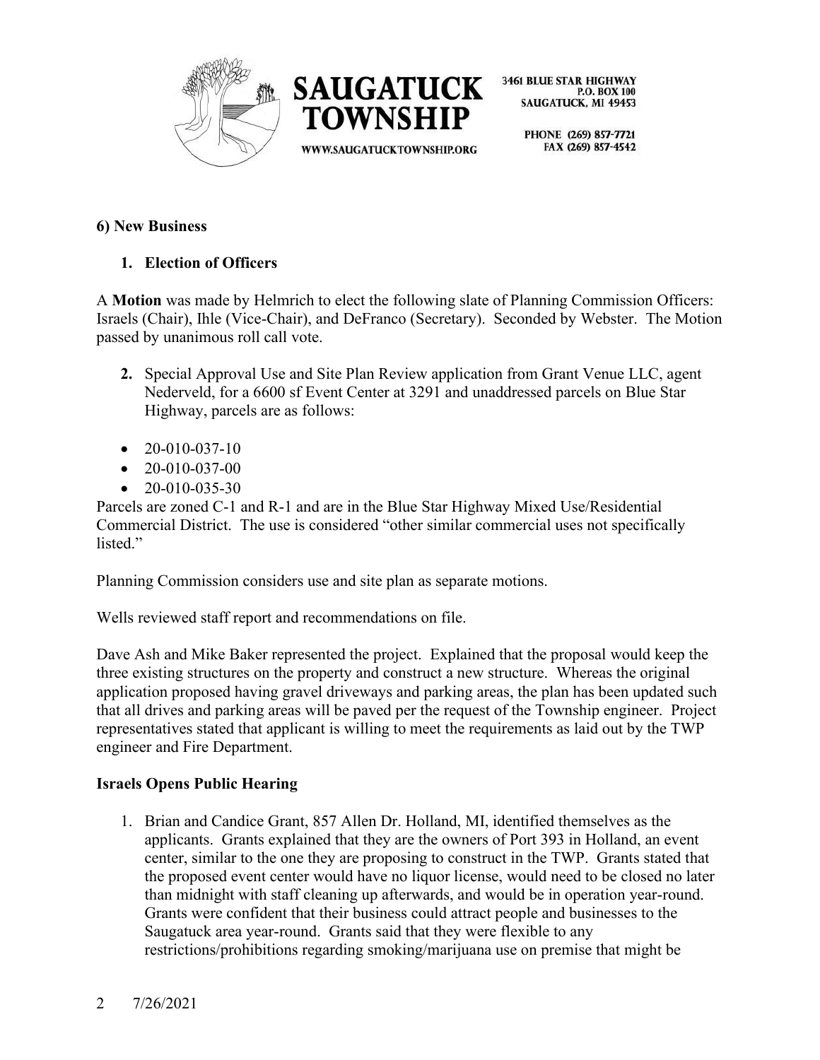## 6) New Business

### 1. Election of Officers

A **Motion** was made by Helmrich to elect the following slate of Planning Commission Officers: Israels (Chair), Ihle (Vice-Chair), and DeFranco (Secretary). Seconded by Webster. The Motion passed by unanimous roll call vote.

**2.** Special Approval Use and Site Plan Review application from Grant Venue LLC, agent Nederveld, for a 6600 sf Event Center at 3291 and unaddressed parcels on Blue Star Highway, parcels are as follows:

- 20-010-037-10
- 20-010-037-00
- 20-010-035-30

Parcels are zoned C-1 and R-1 and are in the Blue Star Highway Mixed Use/Residential Commercial District. The use is considered "other similar commercial uses not specifically listed."

Planning Commission considers use and site plan as separate motions.

Wells reviewed staff report and recommendations on file.

Dave Ash and Mike Baker represented the project. Explained that the proposal would keep the three existing structures on the property and construct a new structure. Whereas the original application proposed having gravel driveways and parking areas, the plan has been updated such that all drives and parking areas will be paved per the request of the Township engineer. Project representatives stated that applicant is willing to meet the requirements as laid out by the TWP engineer and Fire Department.

### Israels Opens Public Hearing

1. Brian and Candice Grant, 857 Allen Dr. Holland, MI, identified themselves as the applicants. Grants explained that they are the owners of Port 393 in Holland, an event center, similar to the one they are proposing to construct in the TWP. Grants stated that the proposed event center would have no liquor license, would need to be closed no later than midnight with staff cleaning up afterwards, and would be in operation year-round. Grants were confident that their business could attract people and businesses to the Saugatuck area year-round. Grants said that they were flexible to any restrictions/prohibitions regarding smoking/marijuana use on premise that might be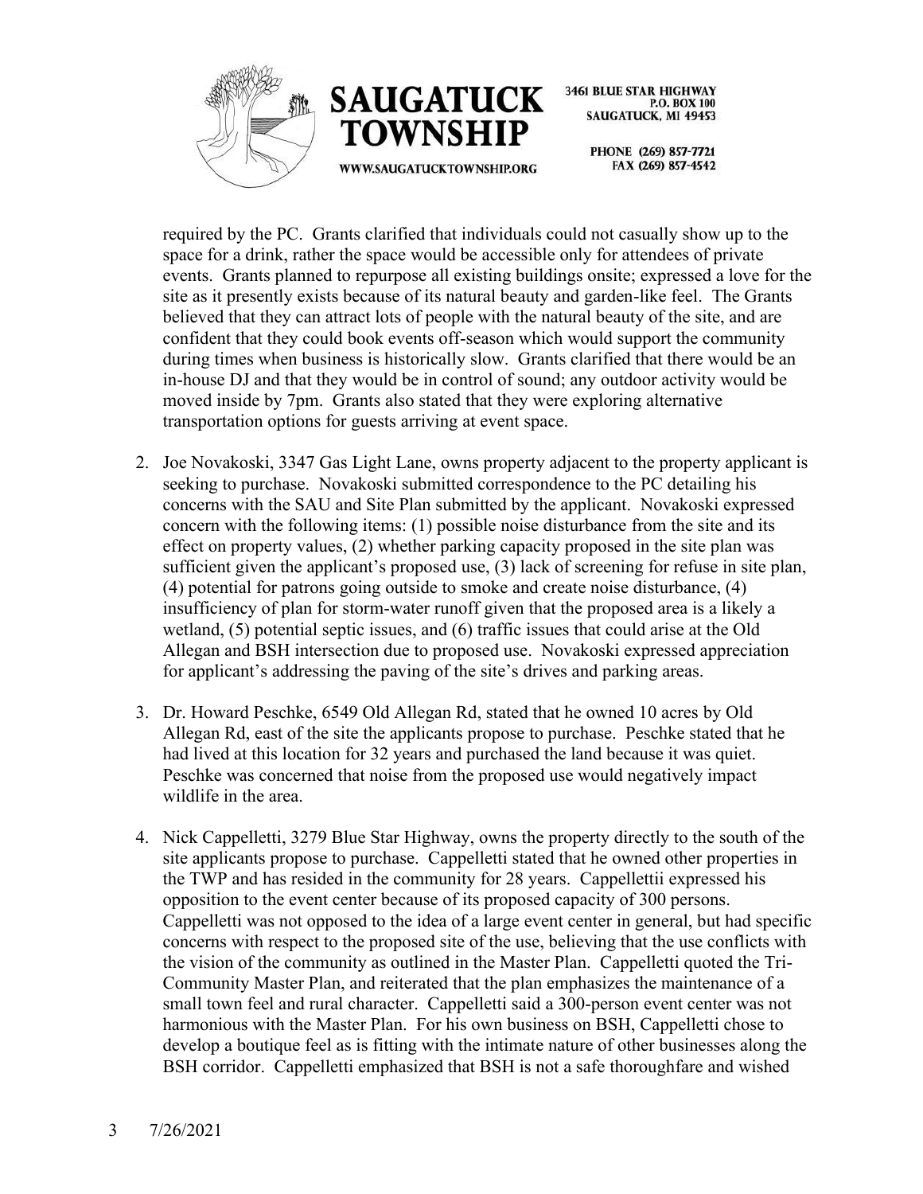required by the PC. Grants clarified that individuals could not casually show up to the space for a drink, rather the space would be accessible only for attendees of private events. Grants planned to repurpose all existing buildings onsite; expressed a love for the site as it presently exists because of its natural beauty and garden-like feel. The Grants believed that they can attract lots of people with the natural beauty of the site, and are confident that they could book events off-season which would support the community during times when business is historically slow. Grants clarified that there would be an in-house DJ and that they would be in control of sound; any outdoor activity would be moved inside by 7pm. Grants also stated that they were exploring alternative transportation options for guests arriving at event space.

2. Joe Novakoski, 3347 Gas Light Lane, owns property adjacent to the property applicant is seeking to purchase. Novakoski submitted correspondence to the PC detailing his concerns with the SAU and Site Plan submitted by the applicant. Novakoski expressed concern with the following items: (1) possible noise disturbance from the site and its effect on property values, (2) whether parking capacity proposed in the site plan was sufficient given the applicant's proposed use, (3) lack of screening for refuse in site plan, (4) potential for patrons going outside to smoke and create noise disturbance, (4) insufficiency of plan for storm-water runoff given that the proposed area is a likely a wetland, (5) potential septic issues, and (6) traffic issues that could arise at the Old Allegan and BSH intersection due to proposed use. Novakoski expressed appreciation for applicant's addressing the paving of the site's drives and parking areas.

3. Dr. Howard Peschke, 6549 Old Allegan Rd, stated that he owned 10 acres by Old Allegan Rd, east of the site the applicants propose to purchase. Peschke stated that he had lived at this location for 32 years and purchased the land because it was quiet. Peschke was concerned that noise from the proposed use would negatively impact wildlife in the area.

4. Nick Cappelletti, 3279 Blue Star Highway, owns the property directly to the south of the site applicants propose to purchase. Cappelletti stated that he owned other properties in the TWP and has resided in the community for 28 years. Cappellettii expressed his opposition to the event center because of its proposed capacity of 300 persons. Cappelletti was not opposed to the idea of a large event center in general, but had specific concerns with respect to the proposed site of the use, believing that the use conflicts with the vision of the community as outlined in the Master Plan. Cappelletti quoted the Tri-Community Master Plan, and reiterated that the plan emphasizes the maintenance of a small town feel and rural character. Cappelletti said a 300-person event center was not harmonious with the Master Plan. For his own business on BSH, Cappelletti chose to develop a boutique feel as is fitting with the intimate nature of other businesses along the BSH corridor. Cappelletti emphasized that BSH is not a safe thoroughfare and wished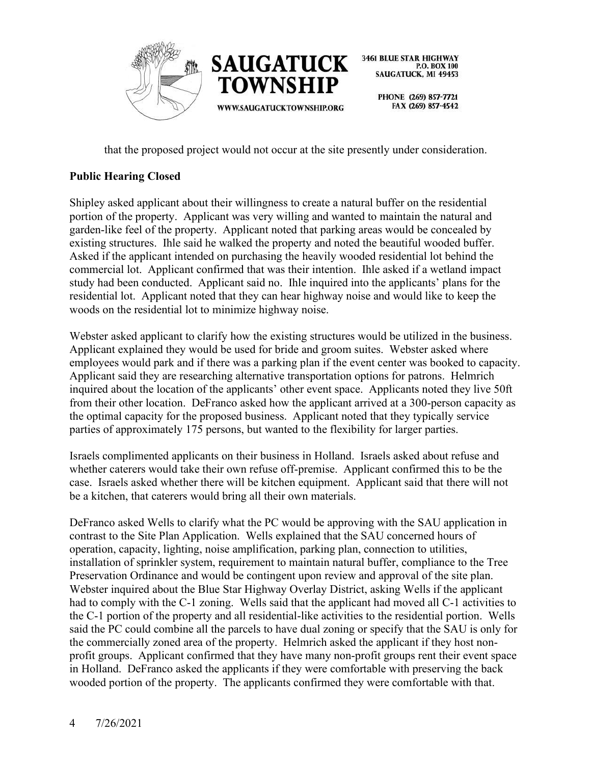that the proposed project would not occur at the site presently under consideration.

**Public Hearing Closed**

Shipley asked applicant about their willingness to create a natural buffer on the residential portion of the property. Applicant was very willing and wanted to maintain the natural and garden-like feel of the property. Applicant noted that parking areas would be concealed by existing structures. Ihle said he walked the property and noted the beautiful wooded buffer. Asked if the applicant intended on purchasing the heavily wooded residential lot behind the commercial lot. Applicant confirmed that was their intention. Ihle asked if a wetland impact study had been conducted. Applicant said no. Ihle inquired into the applicants' plans for the residential lot. Applicant noted that they can hear highway noise and would like to keep the woods on the residential lot to minimize highway noise.

Webster asked applicant to clarify how the existing structures would be utilized in the business. Applicant explained they would be used for bride and groom suites. Webster asked where employees would park and if there was a parking plan if the event center was booked to capacity. Applicant said they are researching alternative transportation options for patrons. Helmrich inquired about the location of the applicants' other event space. Applicants noted they live 50ft from their other location. DeFranco asked how the applicant arrived at a 300-person capacity as the optimal capacity for the proposed business. Applicant noted that they typically service parties of approximately 175 persons, but wanted to the flexibility for larger parties.

Israels complimented applicants on their business in Holland. Israels asked about refuse and whether caterers would take their own refuse off-premise. Applicant confirmed this to be the case. Israels asked whether there will be kitchen equipment. Applicant said that there will not be a kitchen, that caterers would bring all their own materials.

DeFranco asked Wells to clarify what the PC would be approving with the SAU application in contrast to the Site Plan Application. Wells explained that the SAU concerned hours of operation, capacity, lighting, noise amplification, parking plan, connection to utilities, installation of sprinkler system, requirement to maintain natural buffer, compliance to the Tree Preservation Ordinance and would be contingent upon review and approval of the site plan. Webster inquired about the Blue Star Highway Overlay District, asking Wells if the applicant had to comply with the C-1 zoning. Wells said that the applicant had moved all C-1 activities to the C-1 portion of the property and all residential-like activities to the residential portion. Wells said the PC could combine all the parcels to have dual zoning or specify that the SAU is only for the commercially zoned area of the property. Helmrich asked the applicant if they host non-profit groups. Applicant confirmed that they have many non-profit groups rent their event space in Holland. DeFranco asked the applicants if they were comfortable with preserving the back wooded portion of the property. The applicants confirmed they were comfortable with that.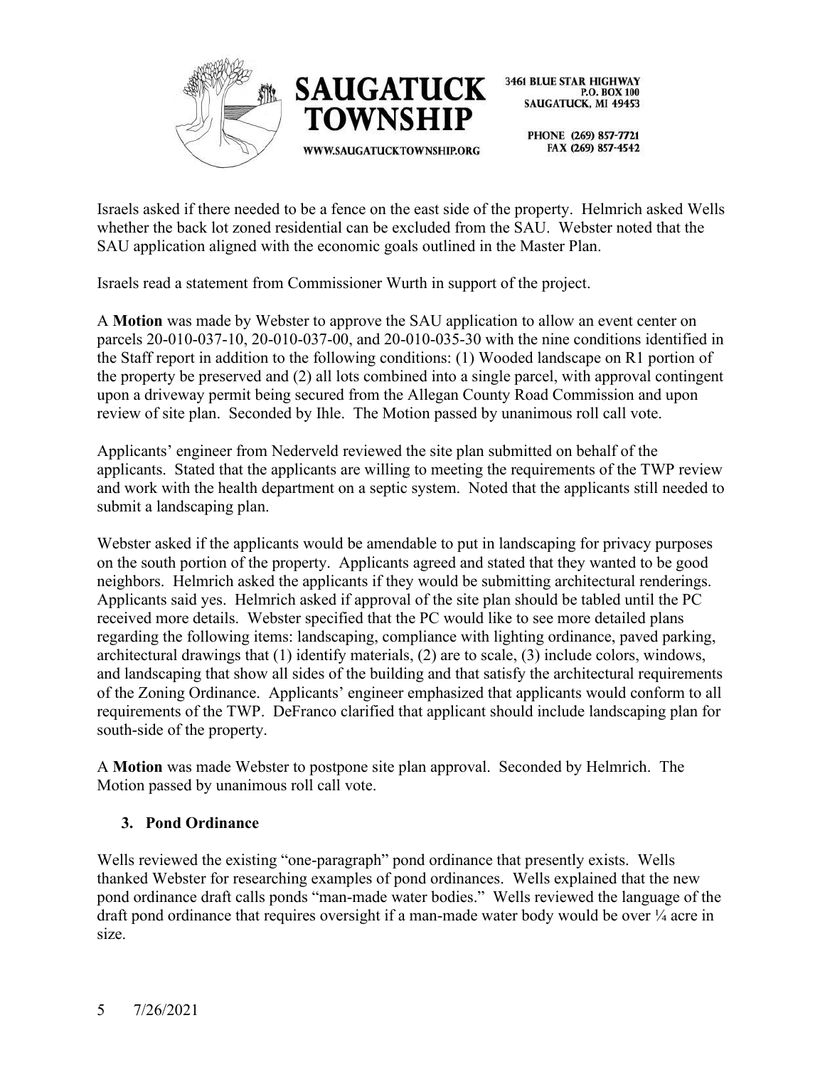Israels asked if there needed to be a fence on the east side of the property. Helmrich asked Wells whether the back lot zoned residential can be excluded from the SAU. Webster noted that the SAU application aligned with the economic goals outlined in the Master Plan.

Israels read a statement from Commissioner Wurth in support of the project.

A **Motion** was made by Webster to approve the SAU application to allow an event center on parcels 20-010-037-10, 20-010-037-00, and 20-010-035-30 with the nine conditions identified in the Staff report in addition to the following conditions: (1) Wooded landscape on R1 portion of the property be preserved and (2) all lots combined into a single parcel, with approval contingent upon a driveway permit being secured from the Allegan County Road Commission and upon review of site plan. Seconded by Ihle. The Motion passed by unanimous roll call vote.

Applicants' engineer from Nederveld reviewed the site plan submitted on behalf of the applicants. Stated that the applicants are willing to meeting the requirements of the TWP review and work with the health department on a septic system. Noted that the applicants still needed to submit a landscaping plan.

Webster asked if the applicants would be amendable to put in landscaping for privacy purposes on the south portion of the property. Applicants agreed and stated that they wanted to be good neighbors. Helmrich asked the applicants if they would be submitting architectural renderings. Applicants said yes. Helmrich asked if approval of the site plan should be tabled until the PC received more details. Webster specified that the PC would like to see more detailed plans regarding the following items: landscaping, compliance with lighting ordinance, paved parking, architectural drawings that (1) identify materials, (2) are to scale, (3) include colors, windows, and landscaping that show all sides of the building and that satisfy the architectural requirements of the Zoning Ordinance. Applicants' engineer emphasized that applicants would conform to all requirements of the TWP. DeFranco clarified that applicant should include landscaping plan for south-side of the property.

A **Motion** was made Webster to postpone site plan approval. Seconded by Helmrich. The Motion passed by unanimous roll call vote.

### 3. Pond Ordinance

Wells reviewed the existing "one-paragraph" pond ordinance that presently exists. Wells thanked Webster for researching examples of pond ordinances. Wells explained that the new pond ordinance draft calls ponds "man-made water bodies." Wells reviewed the language of the draft pond ordinance that requires oversight if a man-made water body would be over ¼ acre in size.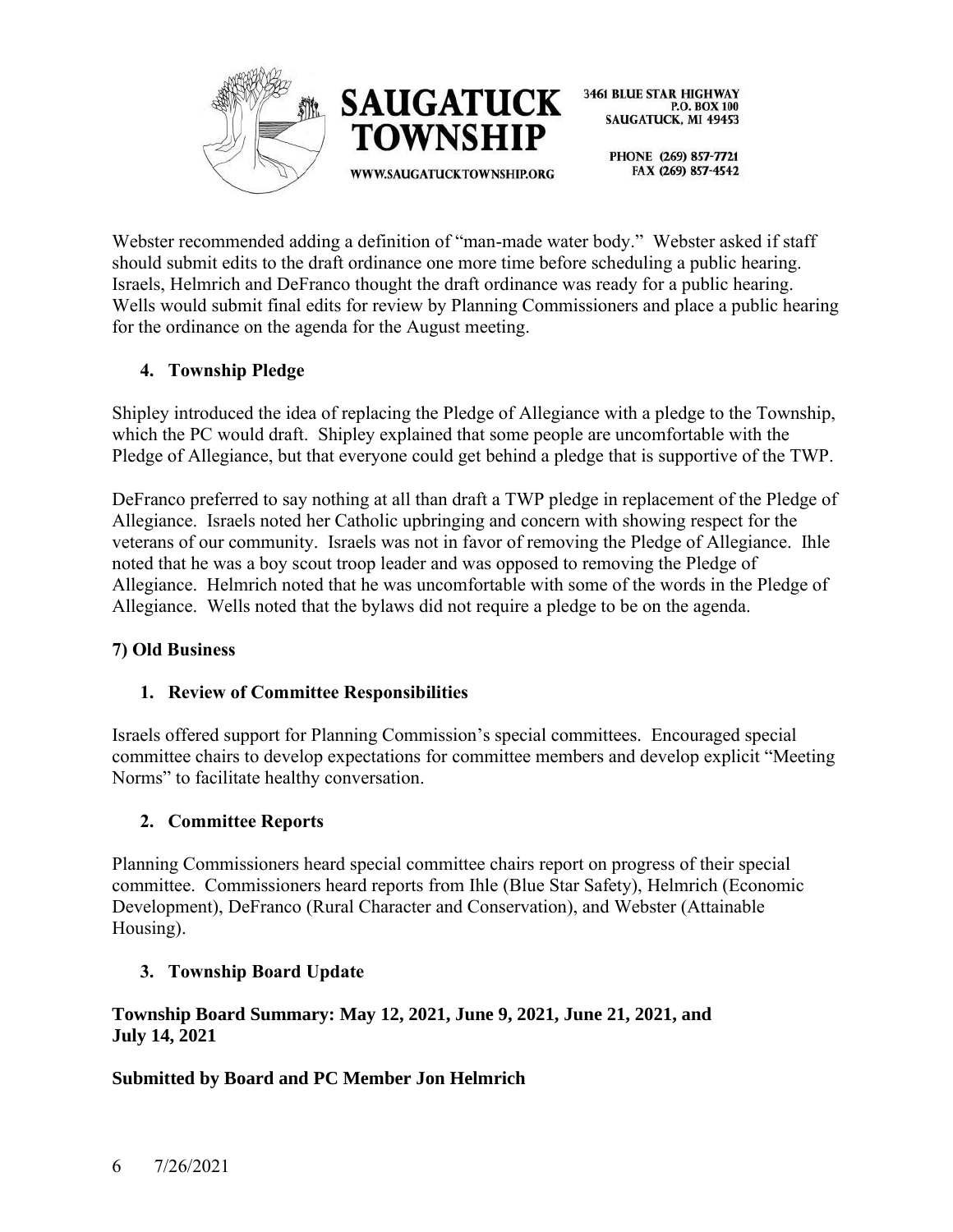Webster recommended adding a definition of "man-made water body." Webster asked if staff should submit edits to the draft ordinance one more time before scheduling a public hearing. Israels, Helmrich and DeFranco thought the draft ordinance was ready for a public hearing. Wells would submit final edits for review by Planning Commissioners and place a public hearing for the ordinance on the agenda for the August meeting.

### 4. Township Pledge

Shipley introduced the idea of replacing the Pledge of Allegiance with a pledge to the Township, which the PC would draft. Shipley explained that some people are uncomfortable with the Pledge of Allegiance, but that everyone could get behind a pledge that is supportive of the TWP.

DeFranco preferred to say nothing at all than draft a TWP pledge in replacement of the Pledge of Allegiance. Israels noted her Catholic upbringing and concern with showing respect for the veterans of our community. Israels was not in favor of removing the Pledge of Allegiance. Ihle noted that he was a boy scout troop leader and was opposed to removing the Pledge of Allegiance. Helmrich noted that he was uncomfortable with some of the words in the Pledge of Allegiance. Wells noted that the bylaws did not require a pledge to be on the agenda.

## 7) Old Business

### 1. Review of Committee Responsibilities

Israels offered support for Planning Commission's special committees. Encouraged special committee chairs to develop expectations for committee members and develop explicit "Meeting Norms" to facilitate healthy conversation.

### 2. Committee Reports

Planning Commissioners heard special committee chairs report on progress of their special committee. Commissioners heard reports from Ihle (Blue Star Safety), Helmrich (Economic Development), DeFranco (Rural Character and Conservation), and Webster (Attainable Housing).

### 3. Township Board Update

**Township Board Summary: May 12, 2021, June 9, 2021, June 21, 2021, and July 14, 2021**

**Submitted by Board and PC Member Jon Helmrich**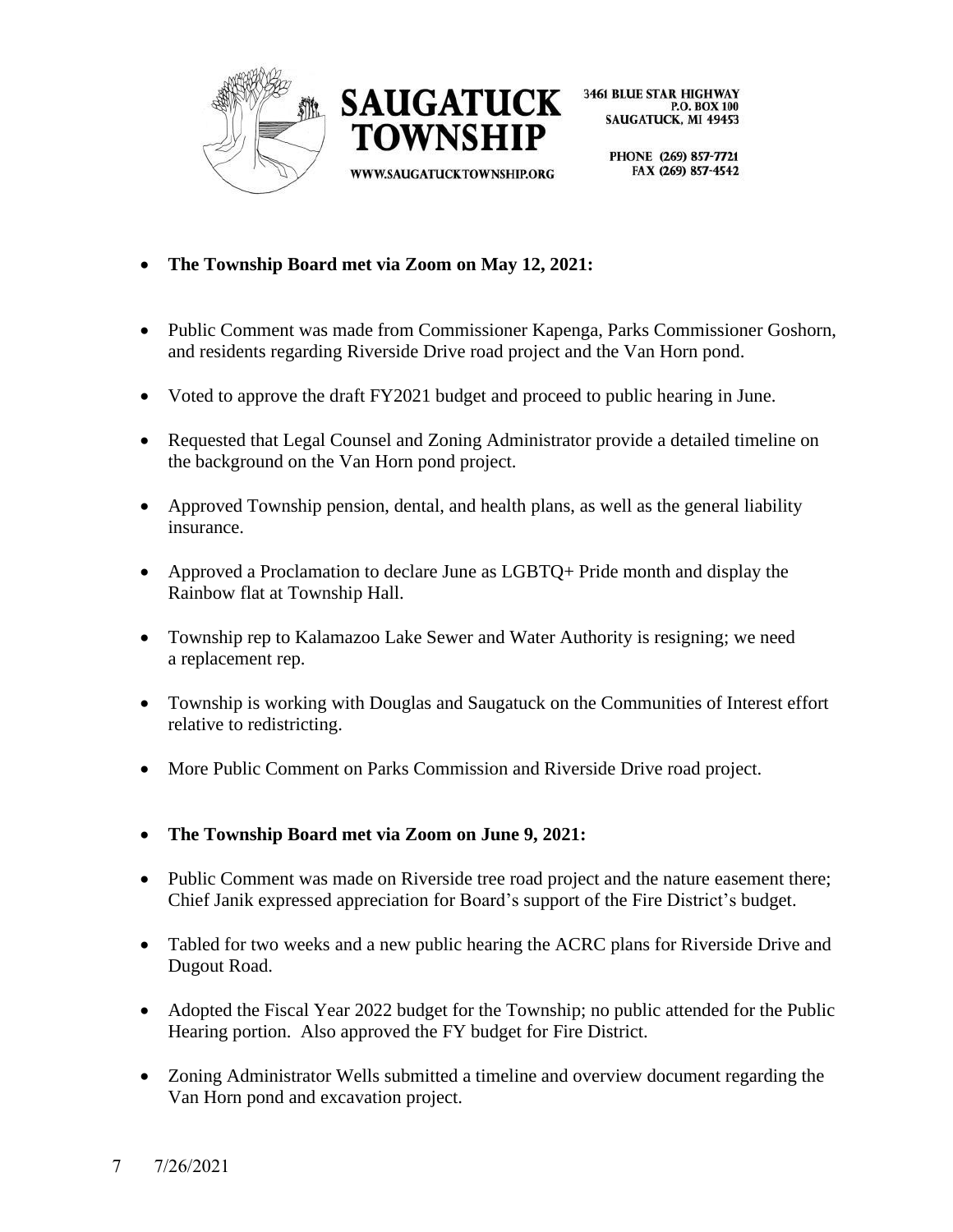- **The Township Board met via Zoom on May 12, 2021:**

- Public Comment was made from Commissioner Kapenga, Parks Commissioner Goshorn, and residents regarding Riverside Drive road project and the Van Horn pond.

- Voted to approve the draft FY2021 budget and proceed to public hearing in June.

- Requested that Legal Counsel and Zoning Administrator provide a detailed timeline on the background on the Van Horn pond project.

- Approved Township pension, dental, and health plans, as well as the general liability insurance.

- Approved a Proclamation to declare June as LGBTQ+ Pride month and display the Rainbow flat at Township Hall.

- Township rep to Kalamazoo Lake Sewer and Water Authority is resigning; we need a replacement rep.

- Township is working with Douglas and Saugatuck on the Communities of Interest effort relative to redistricting.

- More Public Comment on Parks Commission and Riverside Drive road project.

- **The Township Board met via Zoom on June 9, 2021:**

- Public Comment was made on Riverside tree road project and the nature easement there; Chief Janik expressed appreciation for Board's support of the Fire District's budget.

- Tabled for two weeks and a new public hearing the ACRC plans for Riverside Drive and Dugout Road.

- Adopted the Fiscal Year 2022 budget for the Township; no public attended for the Public Hearing portion. Also approved the FY budget for Fire District.

- Zoning Administrator Wells submitted a timeline and overview document regarding the Van Horn pond and excavation project.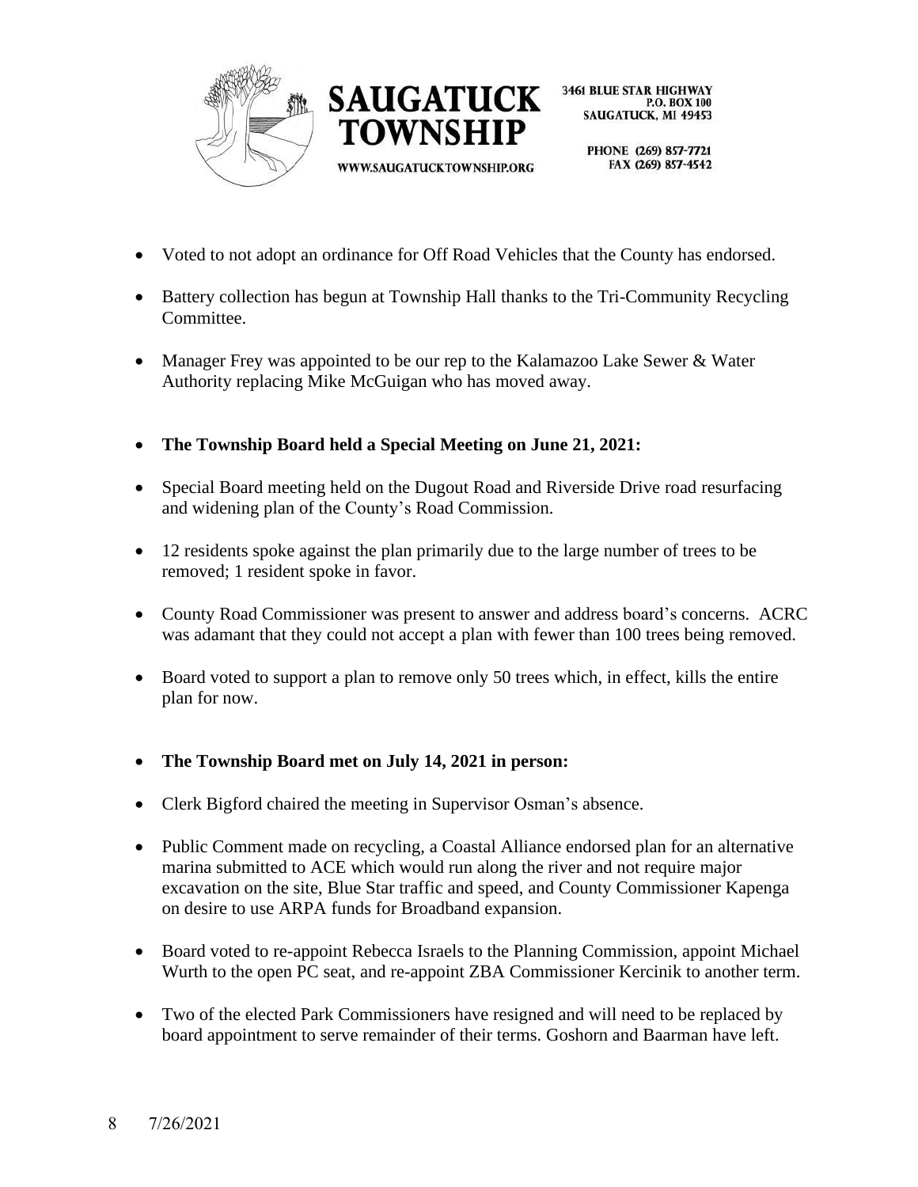- Voted to not adopt an ordinance for Off Road Vehicles that the County has endorsed.
- Battery collection has begun at Township Hall thanks to the Tri-Community Recycling Committee.
- Manager Frey was appointed to be our rep to the Kalamazoo Lake Sewer & Water Authority replacing Mike McGuigan who has moved away.
- **The Township Board held a Special Meeting on June 21, 2021:**
- Special Board meeting held on the Dugout Road and Riverside Drive road resurfacing and widening plan of the County's Road Commission.
- 12 residents spoke against the plan primarily due to the large number of trees to be removed; 1 resident spoke in favor.
- County Road Commissioner was present to answer and address board's concerns. ACRC was adamant that they could not accept a plan with fewer than 100 trees being removed.
- Board voted to support a plan to remove only 50 trees which, in effect, kills the entire plan for now.
- **The Township Board met on July 14, 2021 in person:**
- Clerk Bigford chaired the meeting in Supervisor Osman's absence.
- Public Comment made on recycling, a Coastal Alliance endorsed plan for an alternative marina submitted to ACE which would run along the river and not require major excavation on the site, Blue Star traffic and speed, and County Commissioner Kapenga on desire to use ARPA funds for Broadband expansion.
- Board voted to re-appoint Rebecca Israels to the Planning Commission, appoint Michael Wurth to the open PC seat, and re-appoint ZBA Commissioner Kercinik to another term.
- Two of the elected Park Commissioners have resigned and will need to be replaced by board appointment to serve remainder of their terms. Goshorn and Baarman have left.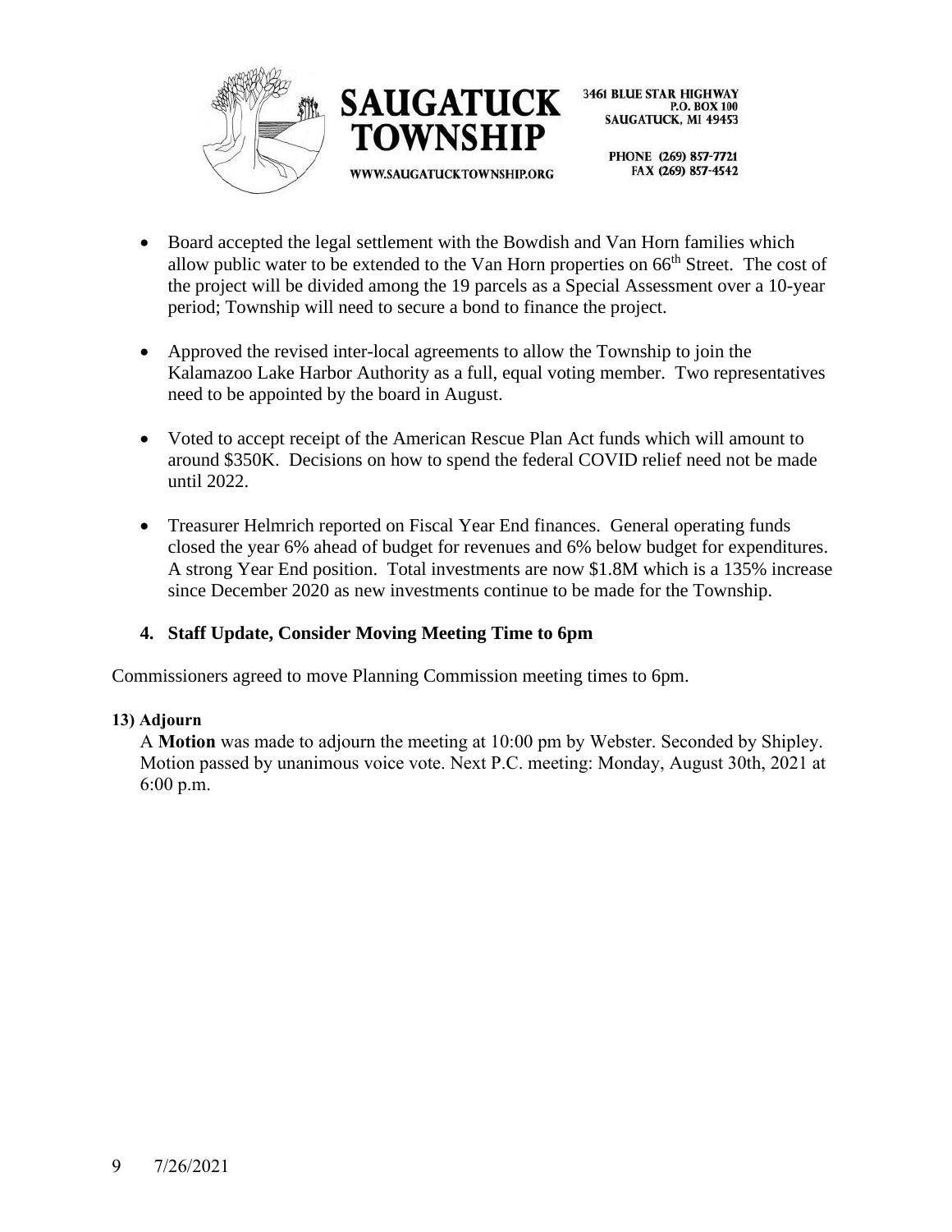- Board accepted the legal settlement with the Bowdish and Van Horn families which allow public water to be extended to the Van Horn properties on 66th Street. The cost of the project will be divided among the 19 parcels as a Special Assessment over a 10-year period; Township will need to secure a bond to finance the project.

- Approved the revised inter-local agreements to allow the Township to join the Kalamazoo Lake Harbor Authority as a full, equal voting member. Two representatives need to be appointed by the board in August.

- Voted to accept receipt of the American Rescue Plan Act funds which will amount to around $350K. Decisions on how to spend the federal COVID relief need not be made until 2022.

- Treasurer Helmrich reported on Fiscal Year End finances. General operating funds closed the year 6% ahead of budget for revenues and 6% below budget for expenditures. A strong Year End position. Total investments are now $1.8M which is a 135% increase since December 2020 as new investments continue to be made for the Township.

**4. Staff Update, Consider Moving Meeting Time to 6pm**

Commissioners agreed to move Planning Commission meeting times to 6pm.

**13) Adjourn**

A **Motion** was made to adjourn the meeting at 10:00 pm by Webster. Seconded by Shipley. Motion passed by unanimous voice vote. Next P.C. meeting: Monday, August 30th, 2021 at 6:00 p.m.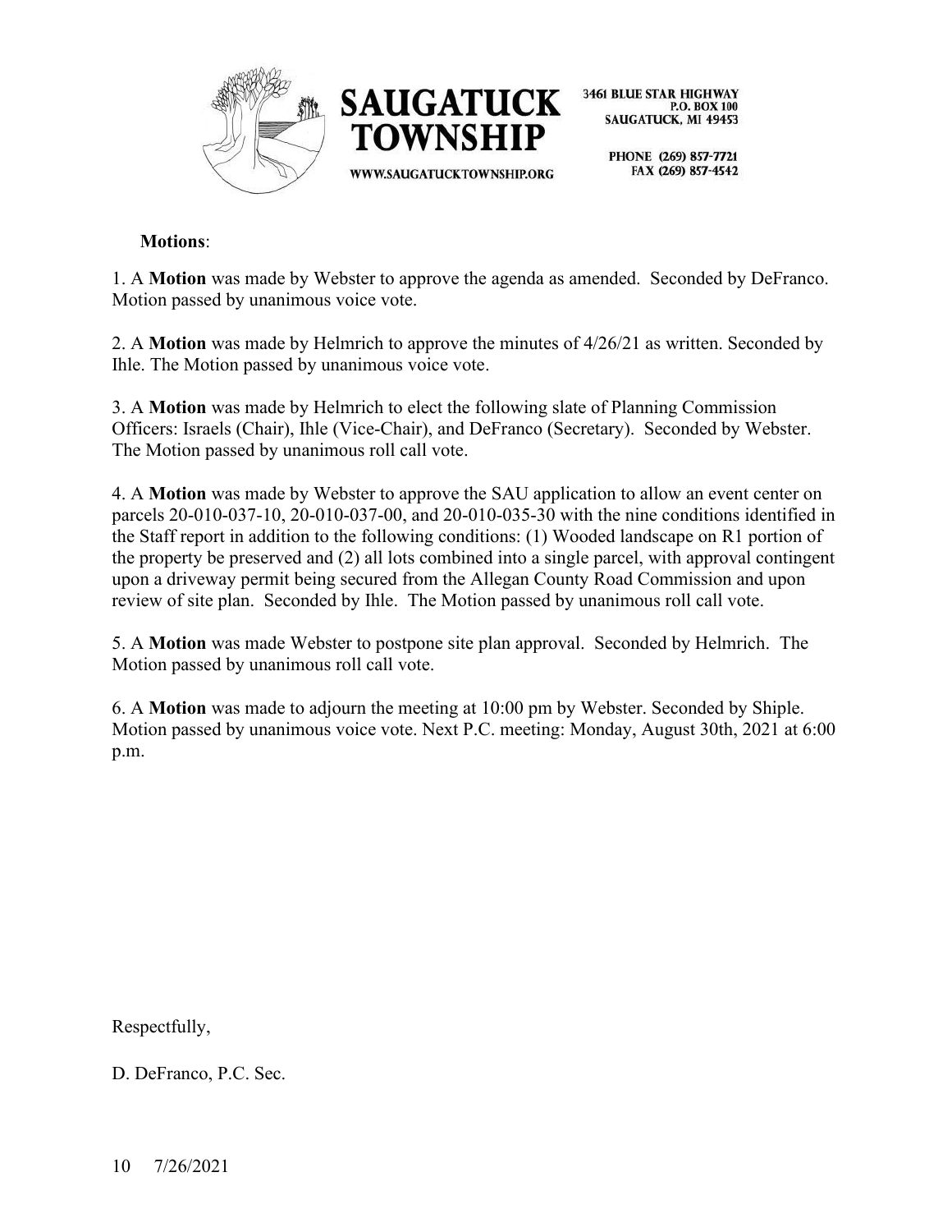**Motions**:

1. A **Motion** was made by Webster to approve the agenda as amended. Seconded by DeFranco. Motion passed by unanimous voice vote.

2. A **Motion** was made by Helmrich to approve the minutes of 4/26/21 as written. Seconded by Ihle. The Motion passed by unanimous voice vote.

3. A **Motion** was made by Helmrich to elect the following slate of Planning Commission Officers: Israels (Chair), Ihle (Vice-Chair), and DeFranco (Secretary). Seconded by Webster. The Motion passed by unanimous roll call vote.

4. A **Motion** was made by Webster to approve the SAU application to allow an event center on parcels 20-010-037-10, 20-010-037-00, and 20-010-035-30 with the nine conditions identified in the Staff report in addition to the following conditions: (1) Wooded landscape on R1 portion of the property be preserved and (2) all lots combined into a single parcel, with approval contingent upon a driveway permit being secured from the Allegan County Road Commission and upon review of site plan. Seconded by Ihle. The Motion passed by unanimous roll call vote.

5. A **Motion** was made Webster to postpone site plan approval. Seconded by Helmrich. The Motion passed by unanimous roll call vote.

6. A **Motion** was made to adjourn the meeting at 10:00 pm by Webster. Seconded by Shiple. Motion passed by unanimous voice vote. Next P.C. meeting: Monday, August 30th, 2021 at 6:00 p.m.

Respectfully,

D. DeFranco, P.C. Sec.